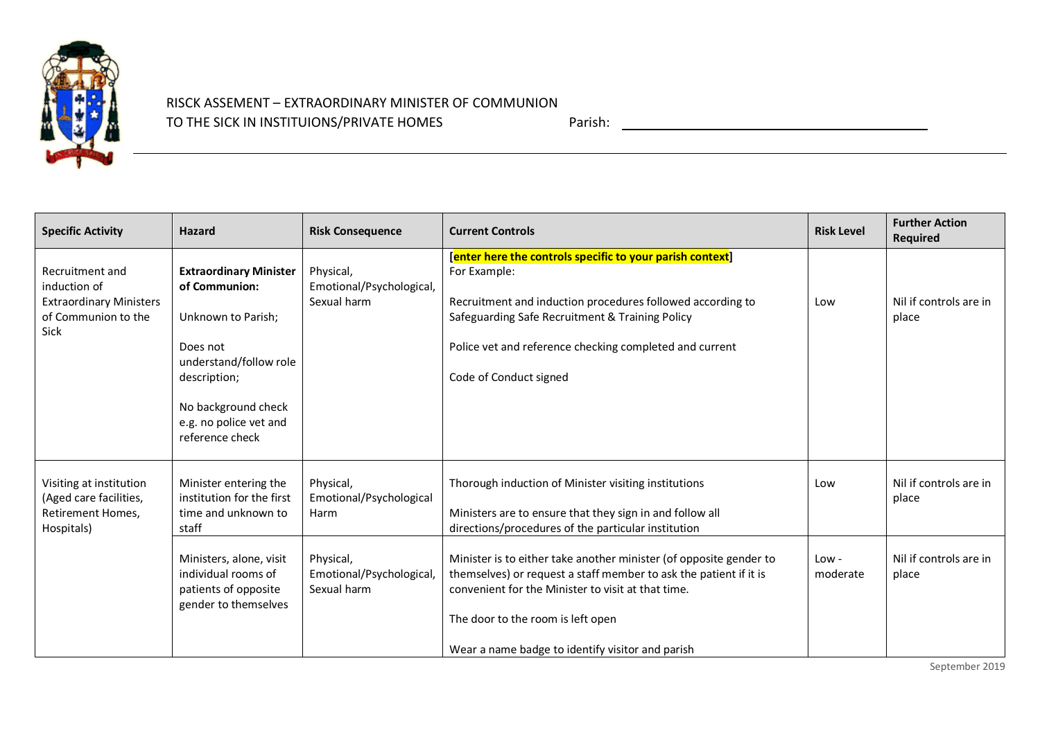RISCK ASSEMENT – EXTRAORDINARY MINISTER OF COMMUNION
TO THE SICK IN INSTITUIONS/PRIVATE HOMES Parish: ______________________

| Specific Activity | Hazard | Risk Consequence | Current Controls | Risk Level | Further Action Required |
|---|---|---|---|---|---|
| Recruitment and induction of Extraordinary Ministers of Communion to the Sick | **Extraordinary Minister of Communion:**<br><br>Unknown to Parish;<br><br>Does not understand/follow role description;<br><br>No background check e.g. no police vet and reference check | Physical, Emotional/Psychological, Sexual harm | **[enter here the controls specific to your parish context]**<br>For Example:<br><br>Recruitment and induction procedures followed according to Safeguarding Safe Recruitment & Training Policy<br><br>Police vet and reference checking completed and current<br><br>Code of Conduct signed | Low | Nil if controls are in place |
| Visiting at institution (Aged care facilities, Retirement Homes, Hospitals) | Minister entering the institution for the first time and unknown to staff | Physical, Emotional/Psychological Harm | Thorough induction of Minister visiting institutions<br><br>Ministers are to ensure that they sign in and follow all directions/procedures of the particular institution | Low | Nil if controls are in place |
| | Ministers, alone, visit individual rooms of patients of opposite gender to themselves | Physical, Emotional/Psychological, Sexual harm | Minister is to either take another minister (of opposite gender to themselves) or request a staff member to ask the patient if it is convenient for the Minister to visit at that time.<br><br>The door to the room is left open<br><br>Wear a name badge to identify visitor and parish | Low - moderate | Nil if controls are in place |

September 2019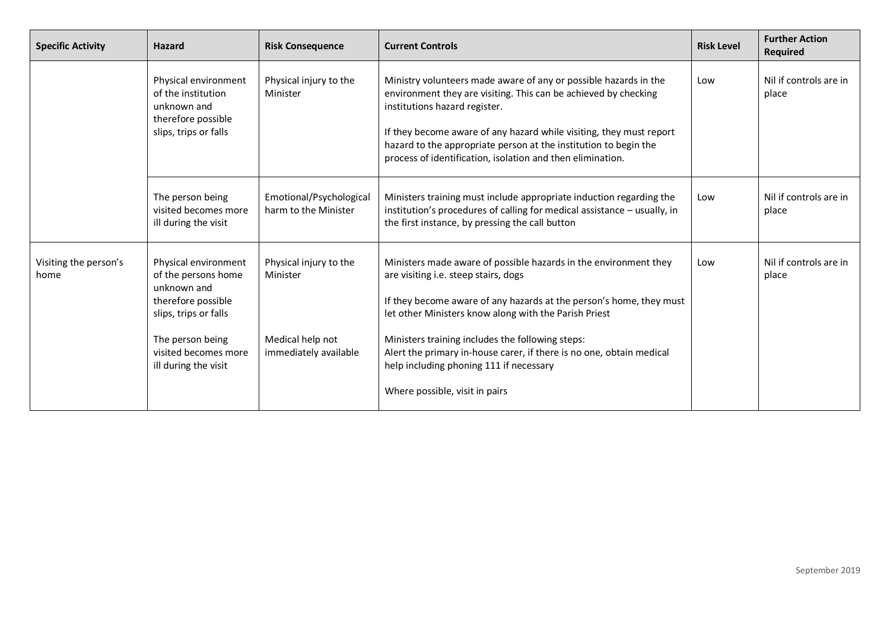| Specific Activity | Hazard | Risk Consequence | Current Controls | Risk Level | Further Action Required |
|---|---|---|---|---|---|
| | Physical environment of the institution unknown and therefore possible slips, trips or falls | Physical injury to the Minister | Ministry volunteers made aware of any or possible hazards in the environment they are visiting. This can be achieved by checking institutions hazard register.<br><br>If they become aware of any hazard while visiting, they must report hazard to the appropriate person at the institution to begin the process of identification, isolation and then elimination. | Low | Nil if controls are in place |
| | The person being visited becomes more ill during the visit | Emotional/Psychological harm to the Minister | Ministers training must include appropriate induction regarding the institution's procedures of calling for medical assistance – usually, in the first instance, by pressing the call button | Low | Nil if controls are in place |
| Visiting the person's home | Physical environment of the persons home unknown and therefore possible slips, trips or falls<br><br>The person being visited becomes more ill during the visit | Physical injury to the Minister<br><br>Medical help not immediately available | Ministers made aware of possible hazards in the environment they are visiting i.e. steep stairs, dogs<br><br>If they become aware of any hazards at the person's home, they must let other Ministers know along with the Parish Priest<br><br>Ministers training includes the following steps:<br>Alert the primary in-house carer, if there is no one, obtain medical help including phoning 111 if necessary<br><br>Where possible, visit in pairs | Low | Nil if controls are in place |

September 2019